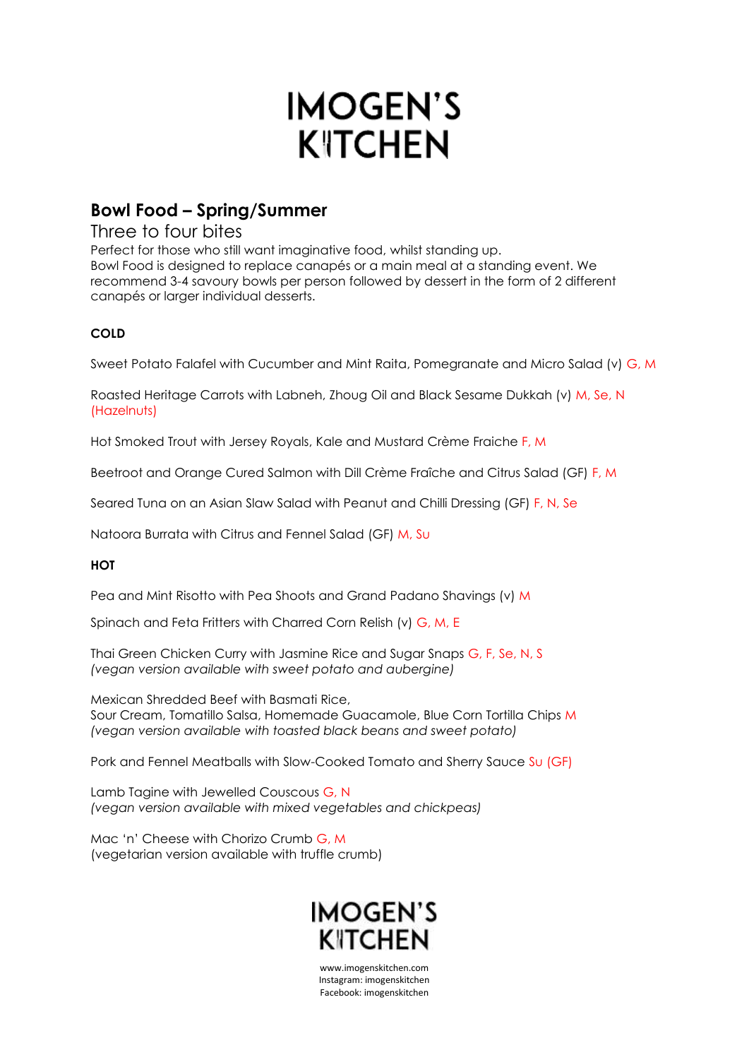# IMOGEN'S KITCHEN

## Bowl Food – Spring/Summer

Three to four bites

Perfect for those who still want imaginative food, whilst standing up.
Bowl Food is designed to replace canapés or a main meal at a standing event. We recommend 3-4 savoury bowls per person followed by dessert in the form of 2 different canapés or larger individual desserts.

### COLD

Sweet Potato Falafel with Cucumber and Mint Raita, Pomegranate and Micro Salad (v) G, M

Roasted Heritage Carrots with Labneh, Zhoug Oil and Black Sesame Dukkah (v) M, Se, N (Hazelnuts)

Hot Smoked Trout with Jersey Royals, Kale and Mustard Crème Fraiche F, M

Beetroot and Orange Cured Salmon with Dill Crème Fraîche and Citrus Salad (GF) F, M

Seared Tuna on an Asian Slaw Salad with Peanut and Chilli Dressing (GF) F, N, Se

Natoora Burrata with Citrus and Fennel Salad (GF) M, Su

### HOT

Pea and Mint Risotto with Pea Shoots and Grand Padano Shavings (v) M

Spinach and Feta Fritters with Charred Corn Relish (v) G, M, E

Thai Green Chicken Curry with Jasmine Rice and Sugar Snaps G, F, Se, N, S
*(vegan version available with sweet potato and aubergine)*

Mexican Shredded Beef with Basmati Rice,
Sour Cream, Tomatillo Salsa, Homemade Guacamole, Blue Corn Tortilla Chips M
*(vegan version available with toasted black beans and sweet potato)*

Pork and Fennel Meatballs with Slow-Cooked Tomato and Sherry Sauce Su (GF)

Lamb Tagine with Jewelled Couscous G, N
*(vegan version available with mixed vegetables and chickpeas)*

Mac 'n' Cheese with Chorizo Crumb G, M
(vegetarian version available with truffle crumb)

IMOGEN'S KITCHEN

www.imogenskitchen.com
Instagram: imogenskitchen
Facebook: imogenskitchen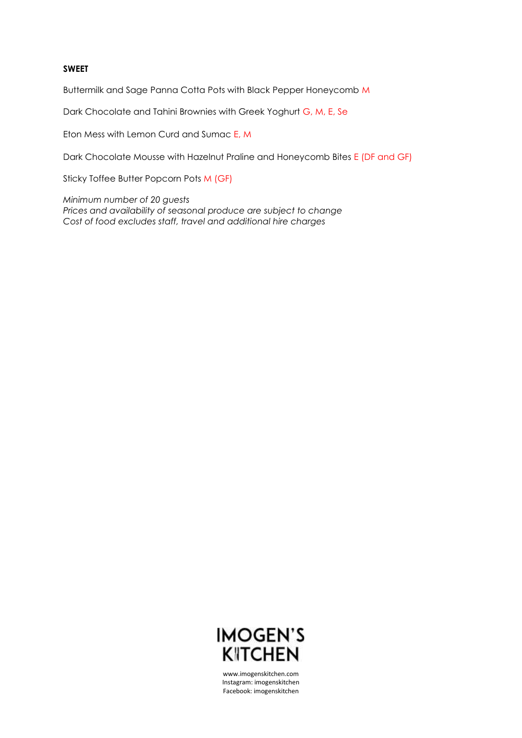**SWEET**

Buttermilk and Sage Panna Cotta Pots with Black Pepper Honeycomb M

Dark Chocolate and Tahini Brownies with Greek Yoghurt G, M, E, Se

Eton Mess with Lemon Curd and Sumac E, M

Dark Chocolate Mousse with Hazelnut Praline and Honeycomb Bites E (DF and GF)

Sticky Toffee Butter Popcorn Pots M (GF)

*Minimum number of 20 guests*
*Prices and availability of seasonal produce are subject to change*
*Cost of food excludes staff, travel and additional hire charges*

IMOGEN'S KITCHEN

www.imogenskitchen.com
Instagram: imogenskitchen
Facebook: imogenskitchen